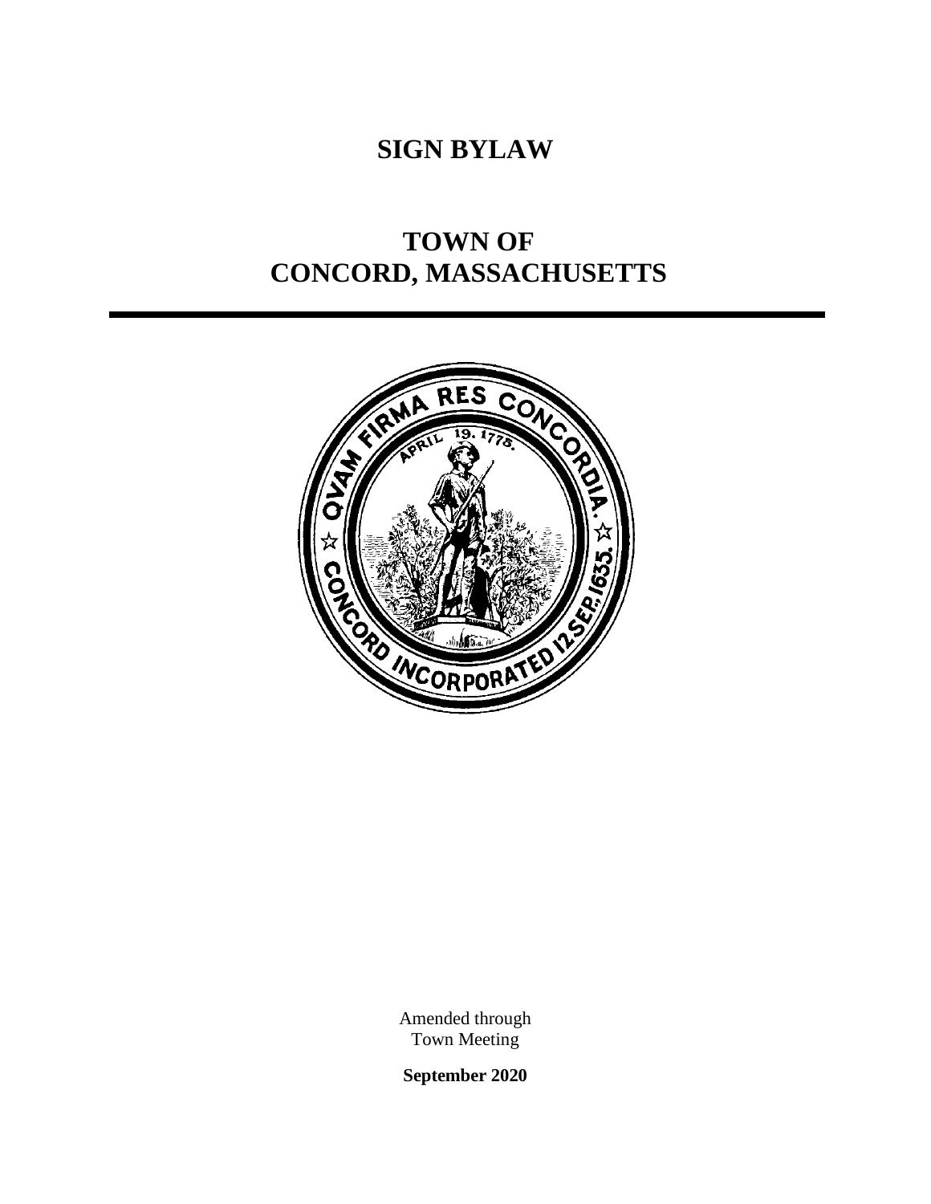# SIGN BYLAW

# TOWN OF CONCORD, MASSACHUSETTS

Amended through
Town Meeting

**September 2020**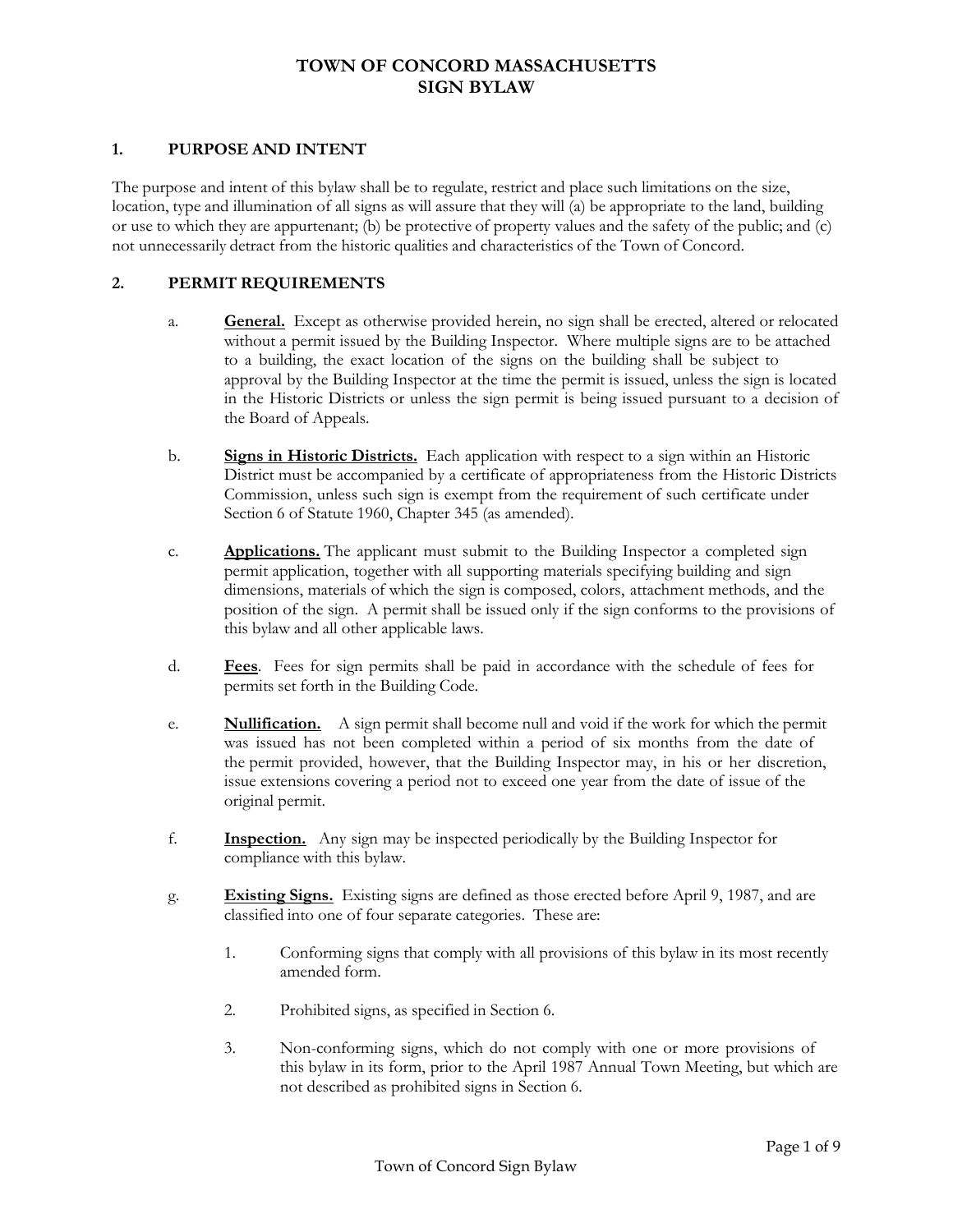# TOWN OF CONCORD MASSACHUSETTS SIGN BYLAW

## 1. PURPOSE AND INTENT

The purpose and intent of this bylaw shall be to regulate, restrict and place such limitations on the size, location, type and illumination of all signs as will assure that they will (a) be appropriate to the land, building or use to which they are appurtenant; (b) be protective of property values and the safety of the public; and (c) not unnecessarily detract from the historic qualities and characteristics of the Town of Concord.

## 2. PERMIT REQUIREMENTS

a. **General.** Except as otherwise provided herein, no sign shall be erected, altered or relocated without a permit issued by the Building Inspector. Where multiple signs are to be attached to a building, the exact location of the signs on the building shall be subject to approval by the Building Inspector at the time the permit is issued, unless the sign is located in the Historic Districts or unless the sign permit is being issued pursuant to a decision of the Board of Appeals.

b. **Signs in Historic Districts.** Each application with respect to a sign within an Historic District must be accompanied by a certificate of appropriateness from the Historic Districts Commission, unless such sign is exempt from the requirement of such certificate under Section 6 of Statute 1960, Chapter 345 (as amended).

c. **Applications.** The applicant must submit to the Building Inspector a completed sign permit application, together with all supporting materials specifying building and sign dimensions, materials of which the sign is composed, colors, attachment methods, and the position of the sign. A permit shall be issued only if the sign conforms to the provisions of this bylaw and all other applicable laws.

d. **Fees**. Fees for sign permits shall be paid in accordance with the schedule of fees for permits set forth in the Building Code.

e. **Nullification.** A sign permit shall become null and void if the work for which the permit was issued has not been completed within a period of six months from the date of the permit provided, however, that the Building Inspector may, in his or her discretion, issue extensions covering a period not to exceed one year from the date of issue of the original permit.

f. **Inspection.** Any sign may be inspected periodically by the Building Inspector for compliance with this bylaw.

g. **Existing Signs.** Existing signs are defined as those erected before April 9, 1987, and are classified into one of four separate categories. These are:

1. Conforming signs that comply with all provisions of this bylaw in its most recently amended form.

2. Prohibited signs, as specified in Section 6.

3. Non-conforming signs, which do not comply with one or more provisions of this bylaw in its form, prior to the April 1987 Annual Town Meeting, but which are not described as prohibited signs in Section 6.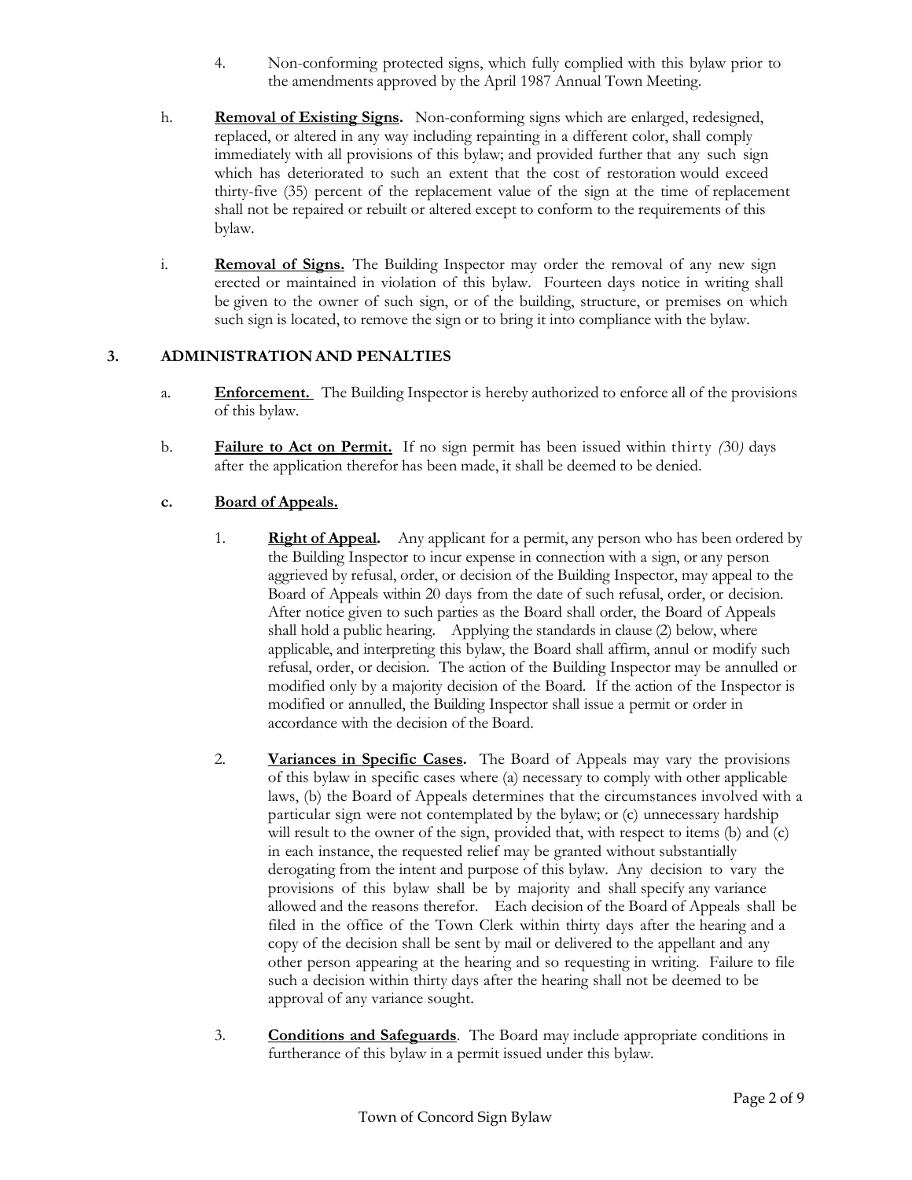4. Non-conforming protected signs, which fully complied with this bylaw prior to the amendments approved by the April 1987 Annual Town Meeting.

h. **Removal of Existing Signs.** Non-conforming signs which are enlarged, redesigned, replaced, or altered in any way including repainting in a different color, shall comply immediately with all provisions of this bylaw; and provided further that any such sign which has deteriorated to such an extent that the cost of restoration would exceed thirty-five (35) percent of the replacement value of the sign at the time of replacement shall not be repaired or rebuilt or altered except to conform to the requirements of this bylaw.

i. **Removal of Signs.** The Building Inspector may order the removal of any new sign erected or maintained in violation of this bylaw. Fourteen days notice in writing shall be given to the owner of such sign, or of the building, structure, or premises on which such sign is located, to remove the sign or to bring it into compliance with the bylaw.

## 3. ADMINISTRATION AND PENALTIES

a. **Enforcement.** The Building Inspector is hereby authorized to enforce all of the provisions of this bylaw.

b. **Failure to Act on Permit.** If no sign permit has been issued within thirty *(*30*)* days after the application therefor has been made, it shall be deemed to be denied.

**c. Board of Appeals.**

1. **Right of Appeal.** Any applicant for a permit, any person who has been ordered by the Building Inspector to incur expense in connection with a sign, or any person aggrieved by refusal, order, or decision of the Building Inspector, may appeal to the Board of Appeals within 20 days from the date of such refusal, order, or decision. After notice given to such parties as the Board shall order, the Board of Appeals shall hold a public hearing. Applying the standards in clause (2) below, where applicable, and interpreting this bylaw, the Board shall affirm, annul or modify such refusal, order, or decision. The action of the Building Inspector may be annulled or modified only by a majority decision of the Board. If the action of the Inspector is modified or annulled, the Building Inspector shall issue a permit or order in accordance with the decision of the Board.

2. **Variances in Specific Cases.** The Board of Appeals may vary the provisions of this bylaw in specific cases where (a) necessary to comply with other applicable laws, (b) the Board of Appeals determines that the circumstances involved with a particular sign were not contemplated by the bylaw; or (c) unnecessary hardship will result to the owner of the sign, provided that, with respect to items (b) and (c) in each instance, the requested relief may be granted without substantially derogating from the intent and purpose of this bylaw. Any decision to vary the provisions of this bylaw shall be by majority and shall specify any variance allowed and the reasons therefor. Each decision of the Board of Appeals shall be filed in the office of the Town Clerk within thirty days after the hearing and a copy of the decision shall be sent by mail or delivered to the appellant and any other person appearing at the hearing and so requesting in writing. Failure to file such a decision within thirty days after the hearing shall not be deemed to be approval of any variance sought.

3. **Conditions and Safeguards**. The Board may include appropriate conditions in furtherance of this bylaw in a permit issued under this bylaw.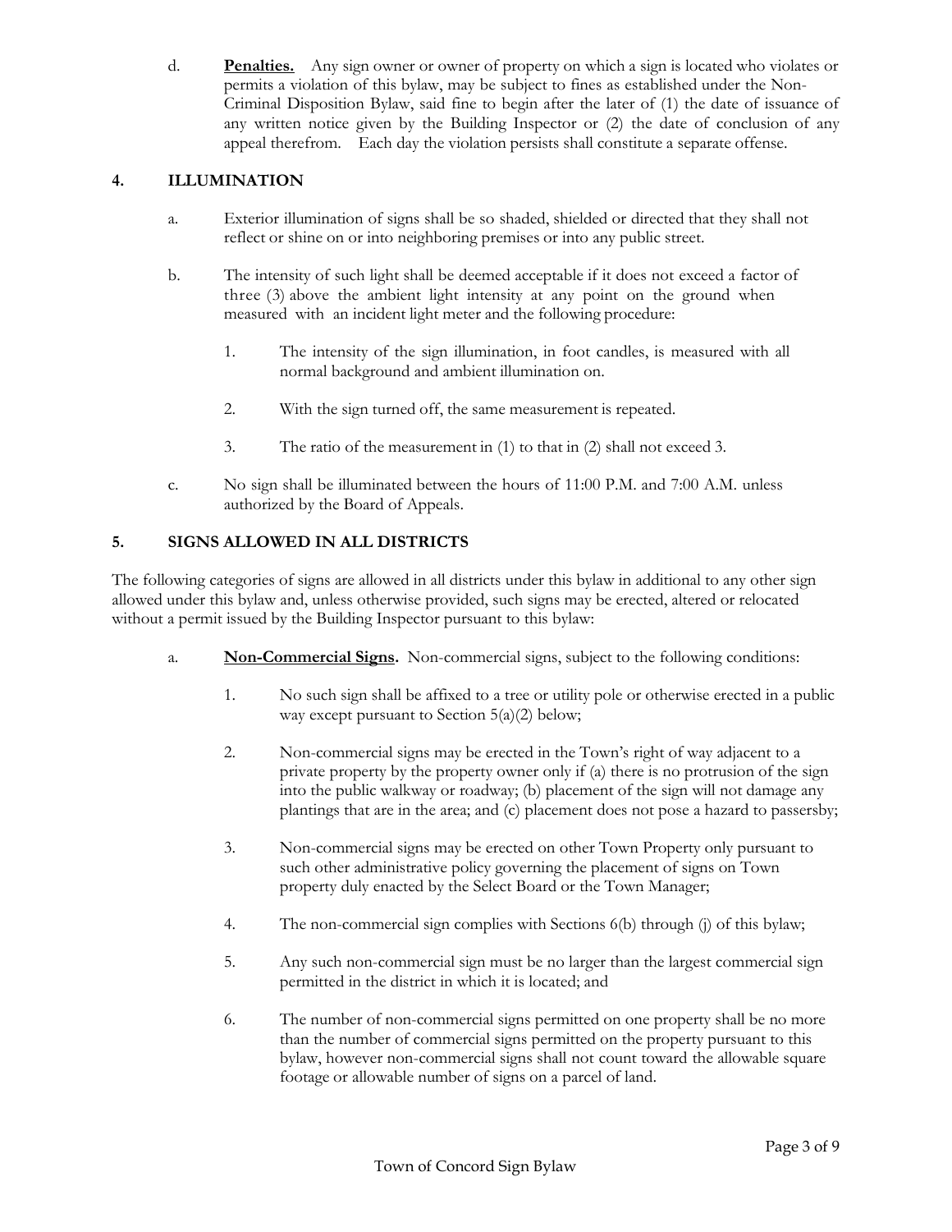d. **Penalties.** Any sign owner or owner of property on which a sign is located who violates or permits a violation of this bylaw, may be subject to fines as established under the Non-Criminal Disposition Bylaw, said fine to begin after the later of (1) the date of issuance of any written notice given by the Building Inspector or (2) the date of conclusion of any appeal therefrom. Each day the violation persists shall constitute a separate offense.

## 4. ILLUMINATION

a. Exterior illumination of signs shall be so shaded, shielded or directed that they shall not reflect or shine on or into neighboring premises or into any public street.

b. The intensity of such light shall be deemed acceptable if it does not exceed a factor of three (3) above the ambient light intensity at any point on the ground when measured with an incident light meter and the following procedure:

1. The intensity of the sign illumination, in foot candles, is measured with all normal background and ambient illumination on.

2. With the sign turned off, the same measurement is repeated.

3. The ratio of the measurement in (1) to that in (2) shall not exceed 3.

c. No sign shall be illuminated between the hours of 11:00 P.M. and 7:00 A.M. unless authorized by the Board of Appeals.

## 5. SIGNS ALLOWED IN ALL DISTRICTS

The following categories of signs are allowed in all districts under this bylaw in additional to any other sign allowed under this bylaw and, unless otherwise provided, such signs may be erected, altered or relocated without a permit issued by the Building Inspector pursuant to this bylaw:

a. **Non-Commercial Signs.** Non-commercial signs, subject to the following conditions:

1. No such sign shall be affixed to a tree or utility pole or otherwise erected in a public way except pursuant to Section 5(a)(2) below;

2. Non-commercial signs may be erected in the Town's right of way adjacent to a private property by the property owner only if (a) there is no protrusion of the sign into the public walkway or roadway; (b) placement of the sign will not damage any plantings that are in the area; and (c) placement does not pose a hazard to passersby;

3. Non-commercial signs may be erected on other Town Property only pursuant to such other administrative policy governing the placement of signs on Town property duly enacted by the Select Board or the Town Manager;

4. The non-commercial sign complies with Sections 6(b) through (j) of this bylaw;

5. Any such non-commercial sign must be no larger than the largest commercial sign permitted in the district in which it is located; and

6. The number of non-commercial signs permitted on one property shall be no more than the number of commercial signs permitted on the property pursuant to this bylaw, however non-commercial signs shall not count toward the allowable square footage or allowable number of signs on a parcel of land.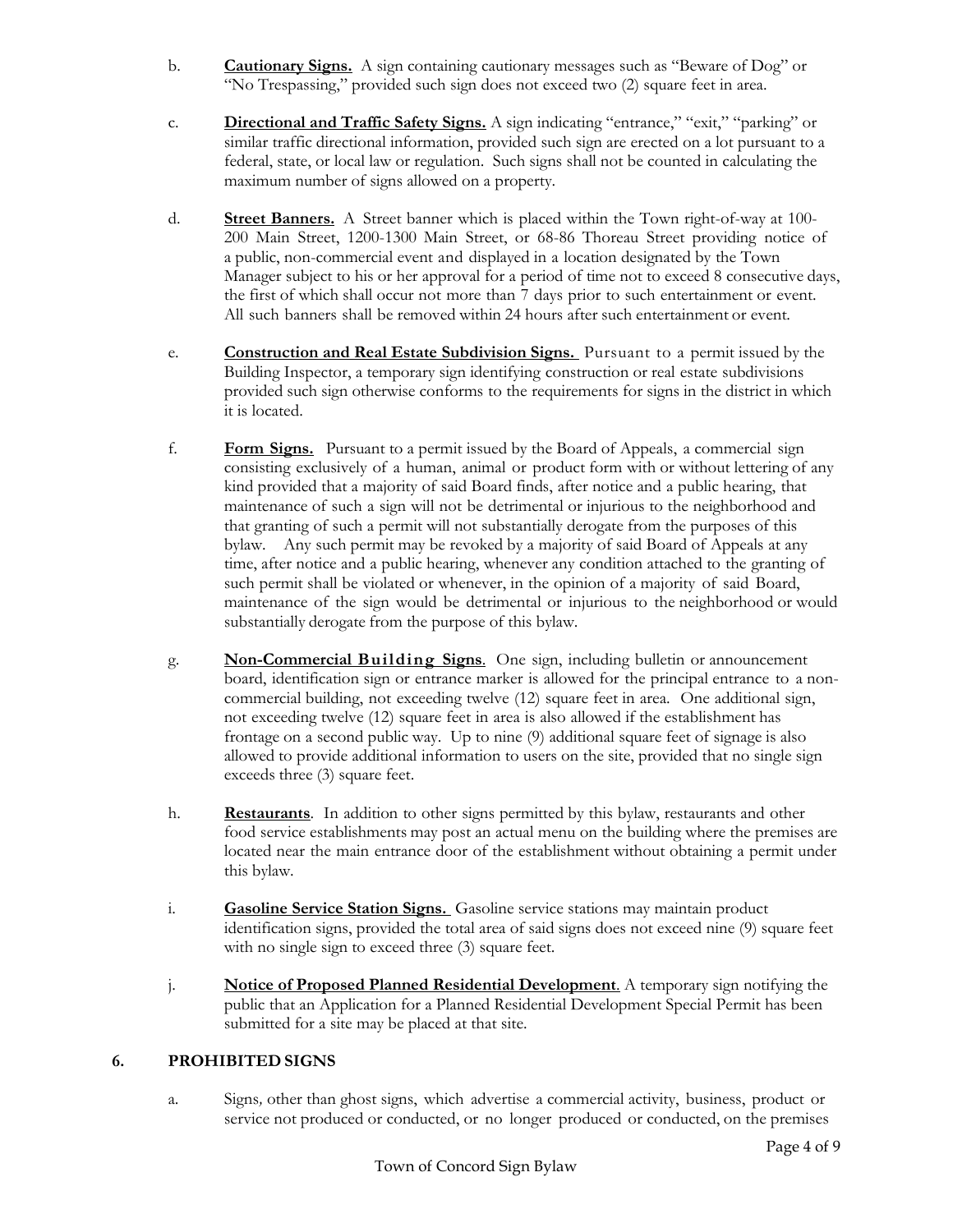b. **Cautionary Signs.** A sign containing cautionary messages such as "Beware of Dog" or "No Trespassing," provided such sign does not exceed two (2) square feet in area.

c. **Directional and Traffic Safety Signs.** A sign indicating "entrance," "exit," "parking" or similar traffic directional information, provided such sign are erected on a lot pursuant to a federal, state, or local law or regulation. Such signs shall not be counted in calculating the maximum number of signs allowed on a property.

d. **Street Banners.** A Street banner which is placed within the Town right-of-way at 100-200 Main Street, 1200-1300 Main Street, or 68-86 Thoreau Street providing notice of a public, non-commercial event and displayed in a location designated by the Town Manager subject to his or her approval for a period of time not to exceed 8 consecutive days, the first of which shall occur not more than 7 days prior to such entertainment or event. All such banners shall be removed within 24 hours after such entertainment or event.

e. **Construction and Real Estate Subdivision Signs.** Pursuant to a permit issued by the Building Inspector, a temporary sign identifying construction or real estate subdivisions provided such sign otherwise conforms to the requirements for signs in the district in which it is located.

f. **Form Signs.** Pursuant to a permit issued by the Board of Appeals, a commercial sign consisting exclusively of a human, animal or product form with or without lettering of any kind provided that a majority of said Board finds, after notice and a public hearing, that maintenance of such a sign will not be detrimental or injurious to the neighborhood and that granting of such a permit will not substantially derogate from the purposes of this bylaw. Any such permit may be revoked by a majority of said Board of Appeals at any time, after notice and a public hearing, whenever any condition attached to the granting of such permit shall be violated or whenever, in the opinion of a majority of said Board, maintenance of the sign would be detrimental or injurious to the neighborhood or would substantially derogate from the purpose of this bylaw.

g. **Non-Commercial Building Signs**. One sign, including bulletin or announcement board, identification sign or entrance marker is allowed for the principal entrance to a non-commercial building, not exceeding twelve (12) square feet in area. One additional sign, not exceeding twelve (12) square feet in area is also allowed if the establishment has frontage on a second public way. Up to nine (9) additional square feet of signage is also allowed to provide additional information to users on the site, provided that no single sign exceeds three (3) square feet.

h. **Restaurants**. In addition to other signs permitted by this bylaw, restaurants and other food service establishments may post an actual menu on the building where the premises are located near the main entrance door of the establishment without obtaining a permit under this bylaw.

i. **Gasoline Service Station Signs.** Gasoline service stations may maintain product identification signs, provided the total area of said signs does not exceed nine (9) square feet with no single sign to exceed three (3) square feet.

j. **Notice of Proposed Planned Residential Development**. A temporary sign notifying the public that an Application for a Planned Residential Development Special Permit has been submitted for a site may be placed at that site.

## 6. PROHIBITED SIGNS

a. Signs, other than ghost signs, which advertise a commercial activity, business, product or service not produced or conducted, or no longer produced or conducted, on the premises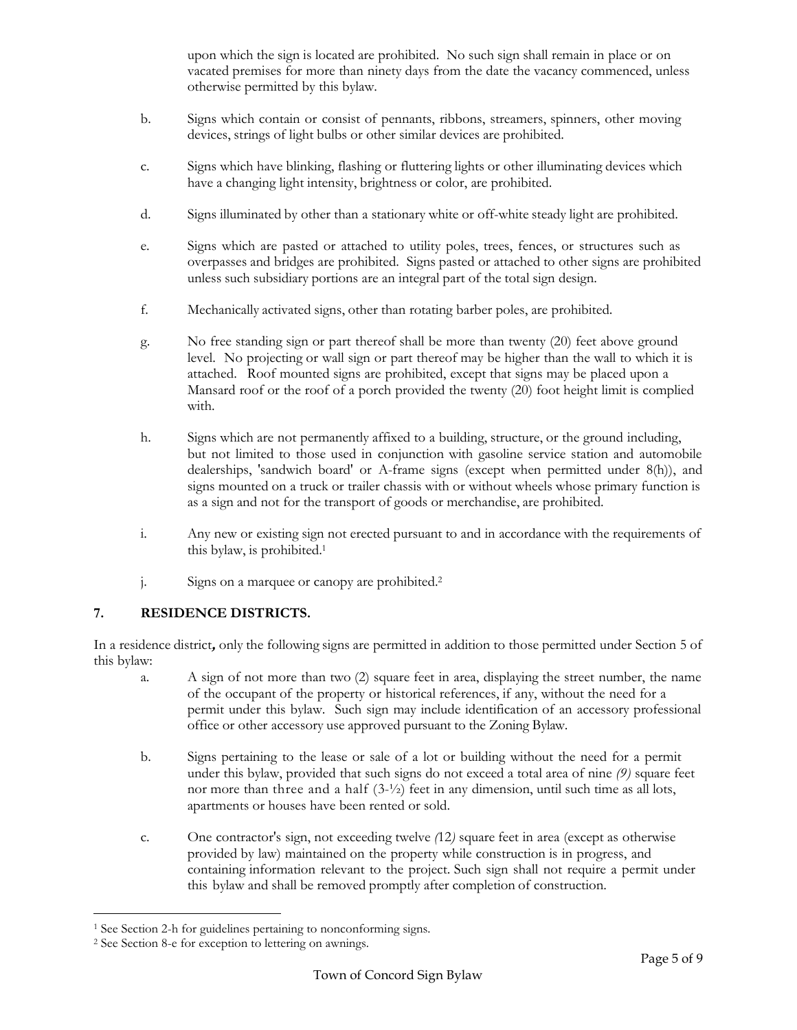upon which the sign is located are prohibited. No such sign shall remain in place or on vacated premises for more than ninety days from the date the vacancy commenced, unless otherwise permitted by this bylaw.

b. Signs which contain or consist of pennants, ribbons, streamers, spinners, other moving devices, strings of light bulbs or other similar devices are prohibited.

c. Signs which have blinking, flashing or fluttering lights or other illuminating devices which have a changing light intensity, brightness or color, are prohibited.

d. Signs illuminated by other than a stationary white or off-white steady light are prohibited.

e. Signs which are pasted or attached to utility poles, trees, fences, or structures such as overpasses and bridges are prohibited. Signs pasted or attached to other signs are prohibited unless such subsidiary portions are an integral part of the total sign design.

f. Mechanically activated signs, other than rotating barber poles, are prohibited.

g. No free standing sign or part thereof shall be more than twenty (20) feet above ground level. No projecting or wall sign or part thereof may be higher than the wall to which it is attached. Roof mounted signs are prohibited, except that signs may be placed upon a Mansard roof or the roof of a porch provided the twenty (20) foot height limit is complied with.

h. Signs which are not permanently affixed to a building, structure, or the ground including, but not limited to those used in conjunction with gasoline service station and automobile dealerships, 'sandwich board' or A-frame signs (except when permitted under 8(h)), and signs mounted on a truck or trailer chassis with or without wheels whose primary function is as a sign and not for the transport of goods or merchandise, are prohibited.

i. Any new or existing sign not erected pursuant to and in accordance with the requirements of this bylaw, is prohibited.[1]

j. Signs on a marquee or canopy are prohibited.[2]

## 7. RESIDENCE DISTRICTS.

In a residence district**,** only the following signs are permitted in addition to those permitted under Section 5 of this bylaw:

a. A sign of not more than two (2) square feet in area, displaying the street number, the name of the occupant of the property or historical references, if any, without the need for a permit under this bylaw. Such sign may include identification of an accessory professional office or other accessory use approved pursuant to the Zoning Bylaw.

b. Signs pertaining to the lease or sale of a lot or building without the need for a permit under this bylaw, provided that such signs do not exceed a total area of nine *(9)* square feet nor more than three and a half (3-½) feet in any dimension, until such time as all lots, apartments or houses have been rented or sold.

c. One contractor's sign, not exceeding twelve *(*12*)* square feet in area (except as otherwise provided by law) maintained on the property while construction is in progress, and containing information relevant to the project. Such sign shall not require a permit under this bylaw and shall be removed promptly after completion of construction.

---

[1] See Section 2-h for guidelines pertaining to nonconforming signs.

[2] See Section 8-e for exception to lettering on awnings.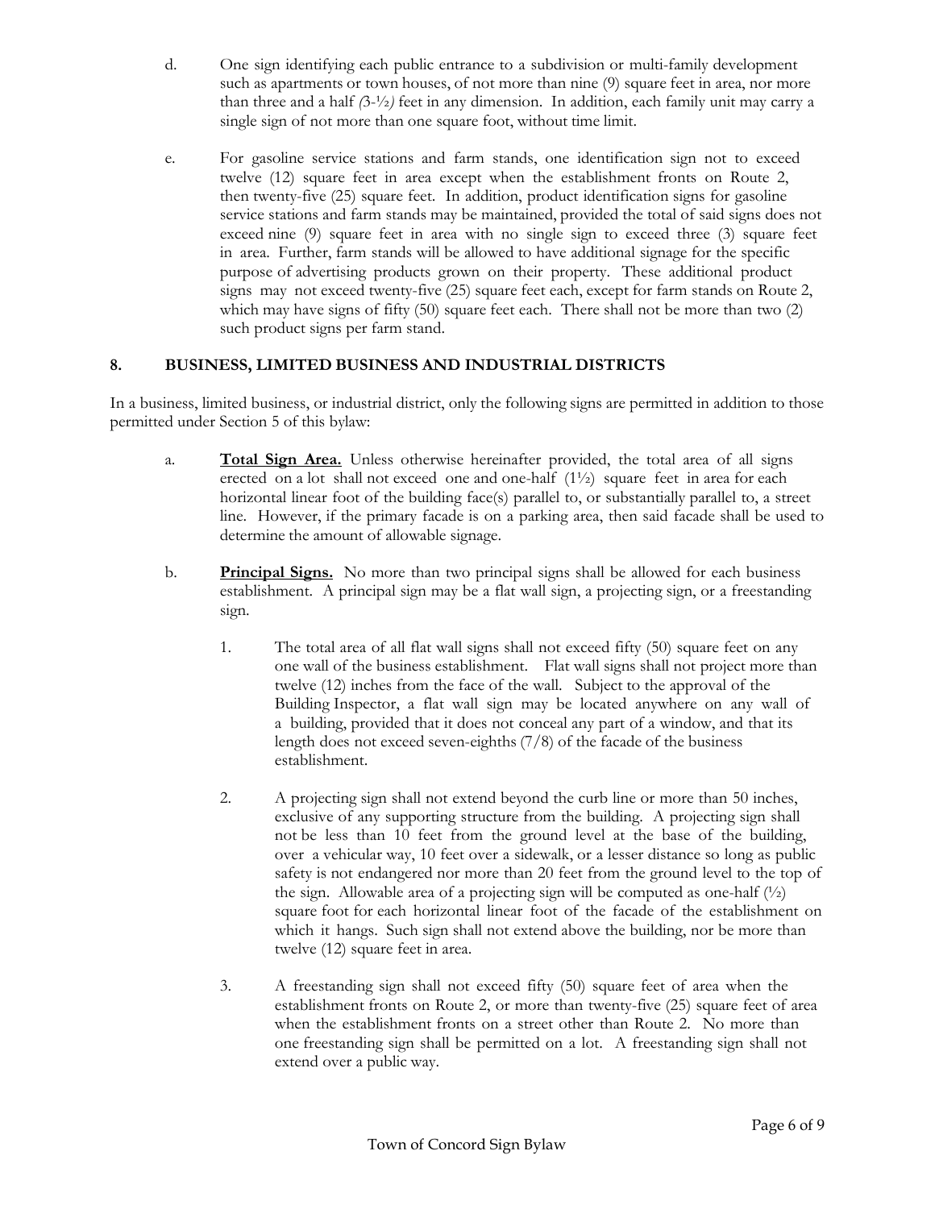d. One sign identifying each public entrance to a subdivision or multi-family development such as apartments or town houses, of not more than nine (9) square feet in area, nor more than three and a half *(3-½)* feet in any dimension. In addition, each family unit may carry a single sign of not more than one square foot, without time limit.

e. For gasoline service stations and farm stands, one identification sign not to exceed twelve (12) square feet in area except when the establishment fronts on Route 2, then twenty-five (25) square feet. In addition, product identification signs for gasoline service stations and farm stands may be maintained, provided the total of said signs does not exceed nine (9) square feet in area with no single sign to exceed three (3) square feet in area. Further, farm stands will be allowed to have additional signage for the specific purpose of advertising products grown on their property. These additional product signs may not exceed twenty-five (25) square feet each, except for farm stands on Route 2, which may have signs of fifty (50) square feet each. There shall not be more than two (2) such product signs per farm stand.

## 8. BUSINESS, LIMITED BUSINESS AND INDUSTRIAL DISTRICTS

In a business, limited business, or industrial district, only the following signs are permitted in addition to those permitted under Section 5 of this bylaw:

a. **Total Sign Area.** Unless otherwise hereinafter provided, the total area of all signs erected on a lot shall not exceed one and one-half (1½) square feet in area for each horizontal linear foot of the building face(s) parallel to, or substantially parallel to, a street line. However, if the primary facade is on a parking area, then said facade shall be used to determine the amount of allowable signage.

b. **Principal Signs.** No more than two principal signs shall be allowed for each business establishment. A principal sign may be a flat wall sign, a projecting sign, or a freestanding sign.

1. The total area of all flat wall signs shall not exceed fifty (50) square feet on any one wall of the business establishment. Flat wall signs shall not project more than twelve (12) inches from the face of the wall. Subject to the approval of the Building Inspector, a flat wall sign may be located anywhere on any wall of a building, provided that it does not conceal any part of a window, and that its length does not exceed seven-eighths (7/8) of the facade of the business establishment.

2. A projecting sign shall not extend beyond the curb line or more than 50 inches, exclusive of any supporting structure from the building. A projecting sign shall not be less than 10 feet from the ground level at the base of the building, over a vehicular way, 10 feet over a sidewalk, or a lesser distance so long as public safety is not endangered nor more than 20 feet from the ground level to the top of the sign. Allowable area of a projecting sign will be computed as one-half (½) square foot for each horizontal linear foot of the facade of the establishment on which it hangs. Such sign shall not extend above the building, nor be more than twelve (12) square feet in area.

3. A freestanding sign shall not exceed fifty (50) square feet of area when the establishment fronts on Route 2, or more than twenty-five (25) square feet of area when the establishment fronts on a street other than Route 2. No more than one freestanding sign shall be permitted on a lot. A freestanding sign shall not extend over a public way.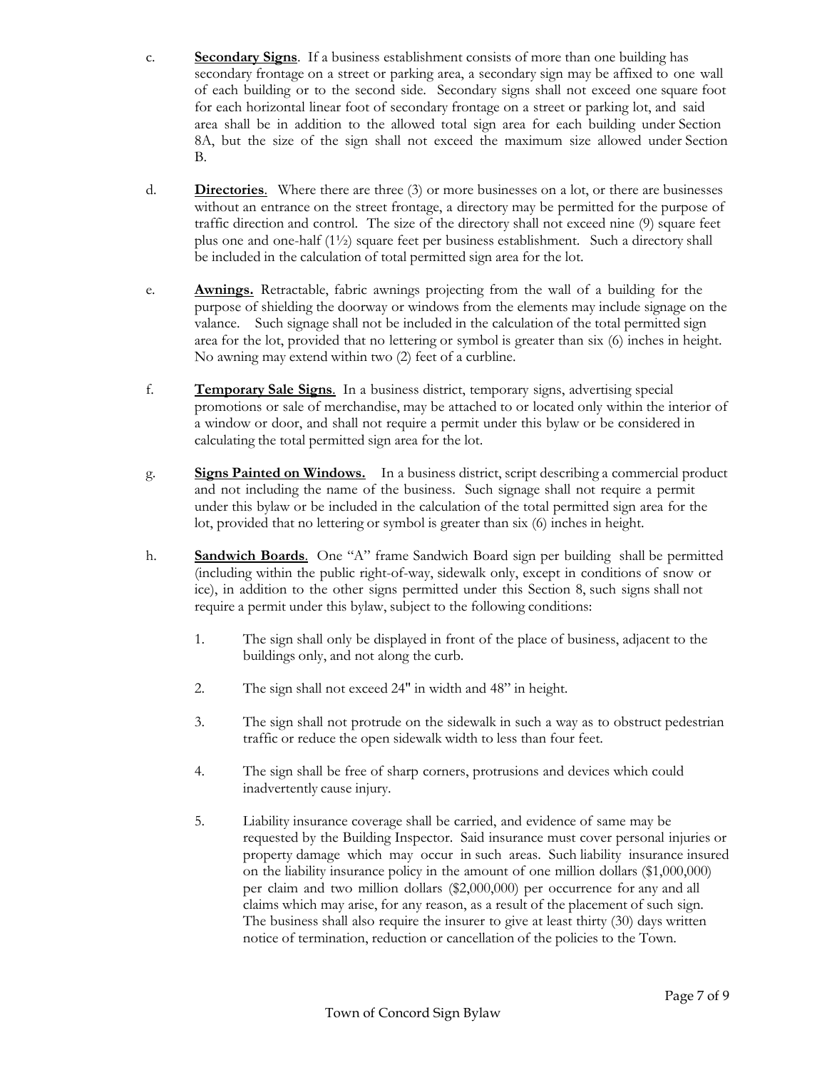c. **Secondary Signs**. If a business establishment consists of more than one building has secondary frontage on a street or parking area, a secondary sign may be affixed to one wall of each building or to the second side. Secondary signs shall not exceed one square foot for each horizontal linear foot of secondary frontage on a street or parking lot, and said area shall be in addition to the allowed total sign area for each building under Section 8A, but the size of the sign shall not exceed the maximum size allowed under Section B.

d. **Directories**. Where there are three (3) or more businesses on a lot, or there are businesses without an entrance on the street frontage, a directory may be permitted for the purpose of traffic direction and control. The size of the directory shall not exceed nine (9) square feet plus one and one-half (1½) square feet per business establishment. Such a directory shall be included in the calculation of total permitted sign area for the lot.

e. **Awnings.** Retractable, fabric awnings projecting from the wall of a building for the purpose of shielding the doorway or windows from the elements may include signage on the valance. Such signage shall not be included in the calculation of the total permitted sign area for the lot, provided that no lettering or symbol is greater than six (6) inches in height. No awning may extend within two (2) feet of a curbline.

f. **Temporary Sale Signs**. In a business district, temporary signs, advertising special promotions or sale of merchandise, may be attached to or located only within the interior of a window or door, and shall not require a permit under this bylaw or be considered in calculating the total permitted sign area for the lot.

g. **Signs Painted on Windows.** In a business district, script describing a commercial product and not including the name of the business. Such signage shall not require a permit under this bylaw or be included in the calculation of the total permitted sign area for the lot, provided that no lettering or symbol is greater than six (6) inches in height.

h. **Sandwich Boards**. One "A" frame Sandwich Board sign per building shall be permitted (including within the public right-of-way, sidewalk only, except in conditions of snow or ice), in addition to the other signs permitted under this Section 8, such signs shall not require a permit under this bylaw, subject to the following conditions:

1. The sign shall only be displayed in front of the place of business, adjacent to the buildings only, and not along the curb.
2. The sign shall not exceed 24" in width and 48" in height.
3. The sign shall not protrude on the sidewalk in such a way as to obstruct pedestrian traffic or reduce the open sidewalk width to less than four feet.
4. The sign shall be free of sharp corners, protrusions and devices which could inadvertently cause injury.
5. Liability insurance coverage shall be carried, and evidence of same may be requested by the Building Inspector. Said insurance must cover personal injuries or property damage which may occur in such areas. Such liability insurance insured on the liability insurance policy in the amount of one million dollars ($1,000,000) per claim and two million dollars ($2,000,000) per occurrence for any and all claims which may arise, for any reason, as a result of the placement of such sign. The business shall also require the insurer to give at least thirty (30) days written notice of termination, reduction or cancellation of the policies to the Town.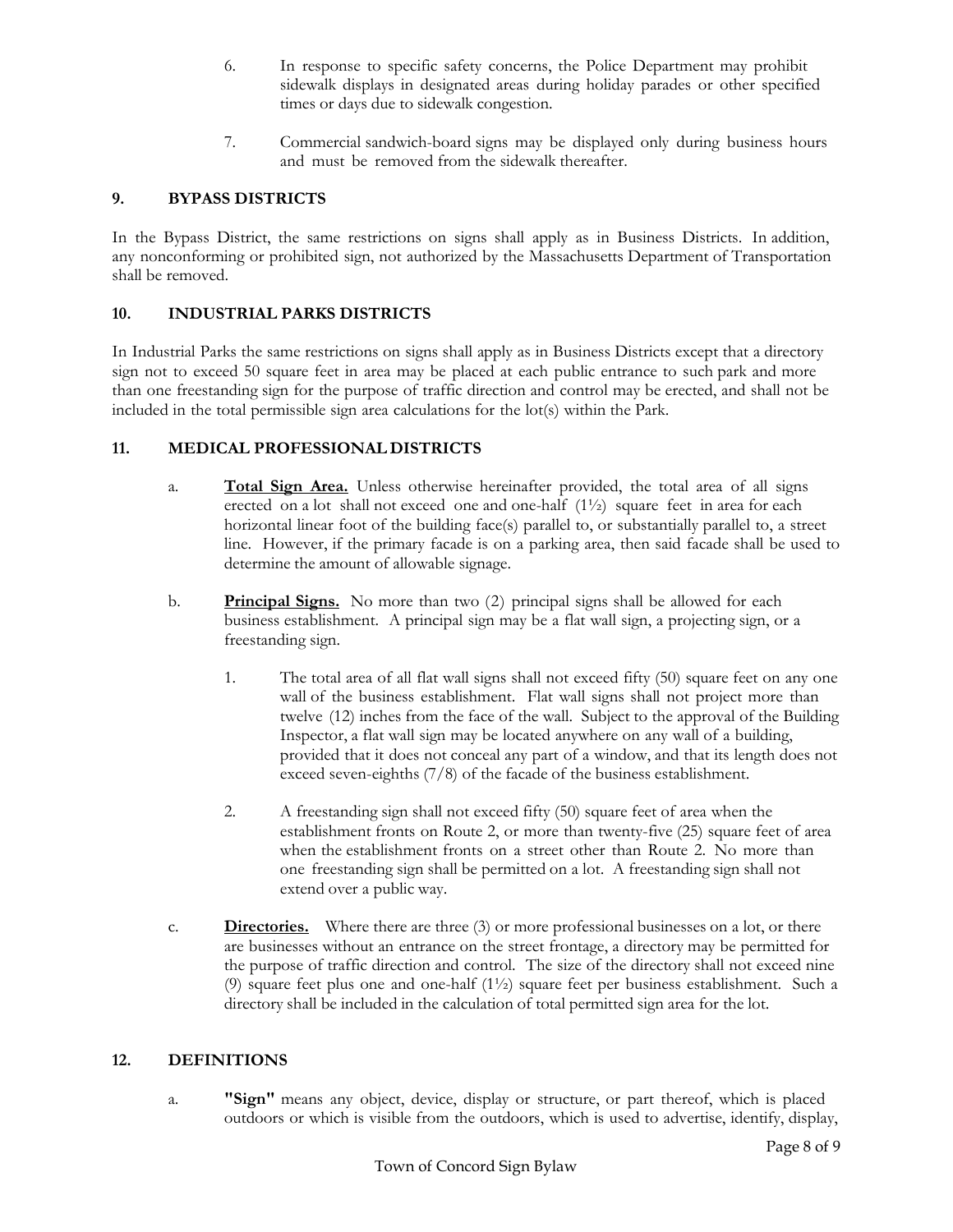6. In response to specific safety concerns, the Police Department may prohibit sidewalk displays in designated areas during holiday parades or other specified times or days due to sidewalk congestion.

7. Commercial sandwich-board signs may be displayed only during business hours and must be removed from the sidewalk thereafter.

## 9. BYPASS DISTRICTS

In the Bypass District, the same restrictions on signs shall apply as in Business Districts. In addition, any nonconforming or prohibited sign, not authorized by the Massachusetts Department of Transportation shall be removed.

## 10. INDUSTRIAL PARKS DISTRICTS

In Industrial Parks the same restrictions on signs shall apply as in Business Districts except that a directory sign not to exceed 50 square feet in area may be placed at each public entrance to such park and more than one freestanding sign for the purpose of traffic direction and control may be erected, and shall not be included in the total permissible sign area calculations for the lot(s) within the Park.

## 11. MEDICAL PROFESSIONAL DISTRICTS

a. **Total Sign Area.** Unless otherwise hereinafter provided, the total area of all signs erected on a lot shall not exceed one and one-half (1½) square feet in area for each horizontal linear foot of the building face(s) parallel to, or substantially parallel to, a street line. However, if the primary facade is on a parking area, then said facade shall be used to determine the amount of allowable signage.

b. **Principal Signs.** No more than two (2) principal signs shall be allowed for each business establishment. A principal sign may be a flat wall sign, a projecting sign, or a freestanding sign.

1. The total area of all flat wall signs shall not exceed fifty (50) square feet on any one wall of the business establishment. Flat wall signs shall not project more than twelve (12) inches from the face of the wall. Subject to the approval of the Building Inspector, a flat wall sign may be located anywhere on any wall of a building, provided that it does not conceal any part of a window, and that its length does not exceed seven-eighths (7/8) of the facade of the business establishment.

2. A freestanding sign shall not exceed fifty (50) square feet of area when the establishment fronts on Route 2, or more than twenty-five (25) square feet of area when the establishment fronts on a street other than Route 2. No more than one freestanding sign shall be permitted on a lot. A freestanding sign shall not extend over a public way.

c. **Directories.** Where there are three (3) or more professional businesses on a lot, or there are businesses without an entrance on the street frontage, a directory may be permitted for the purpose of traffic direction and control. The size of the directory shall not exceed nine (9) square feet plus one and one-half (1½) square feet per business establishment. Such a directory shall be included in the calculation of total permitted sign area for the lot.

## 12. DEFINITIONS

a. **"Sign"** means any object, device, display or structure, or part thereof, which is placed outdoors or which is visible from the outdoors, which is used to advertise, identify, display,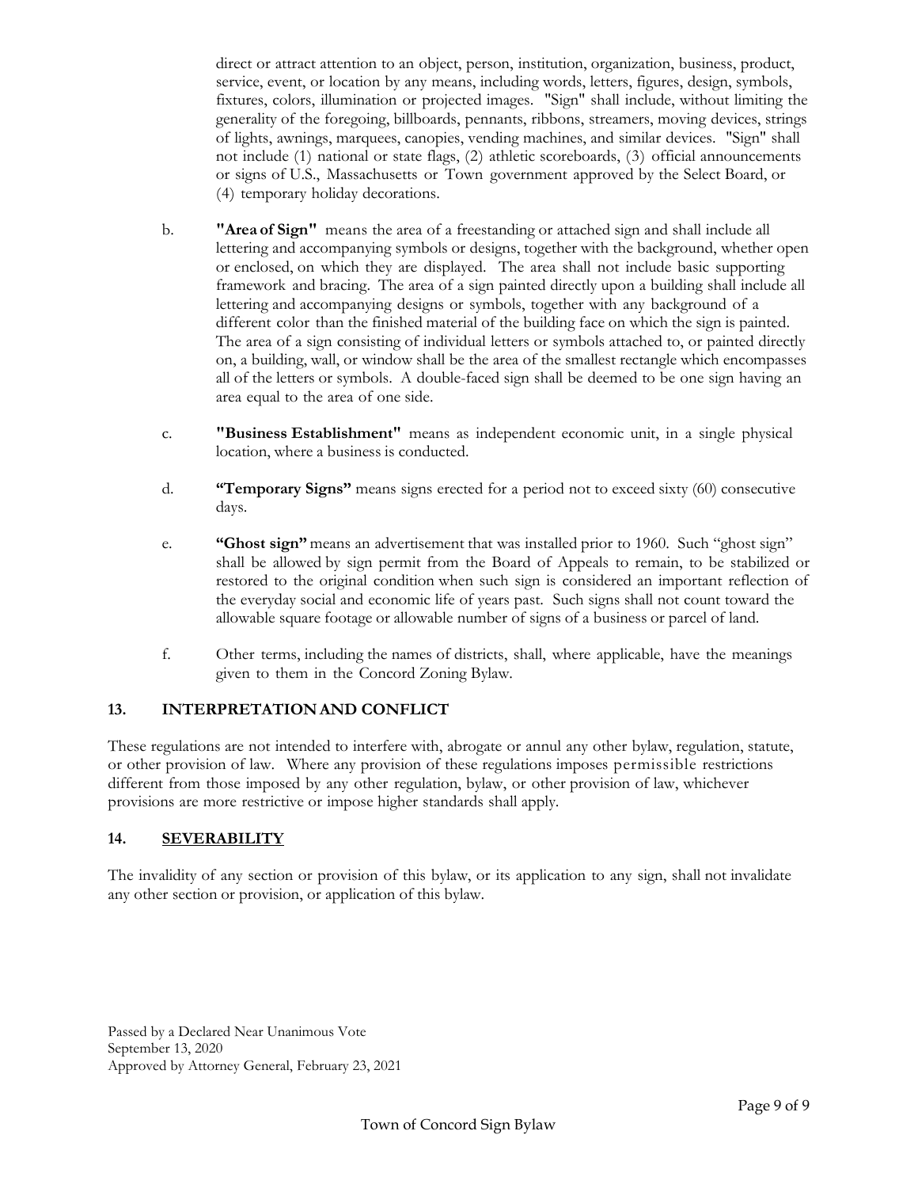direct or attract attention to an object, person, institution, organization, business, product, service, event, or location by any means, including words, letters, figures, design, symbols, fixtures, colors, illumination or projected images. "Sign" shall include, without limiting the generality of the foregoing, billboards, pennants, ribbons, streamers, moving devices, strings of lights, awnings, marquees, canopies, vending machines, and similar devices. "Sign" shall not include (1) national or state flags, (2) athletic scoreboards, (3) official announcements or signs of U.S., Massachusetts or Town government approved by the Select Board, or (4) temporary holiday decorations.

b. **"Area of Sign"** means the area of a freestanding or attached sign and shall include all lettering and accompanying symbols or designs, together with the background, whether open or enclosed, on which they are displayed. The area shall not include basic supporting framework and bracing. The area of a sign painted directly upon a building shall include all lettering and accompanying designs or symbols, together with any background of a different color than the finished material of the building face on which the sign is painted. The area of a sign consisting of individual letters or symbols attached to, or painted directly on, a building, wall, or window shall be the area of the smallest rectangle which encompasses all of the letters or symbols. A double-faced sign shall be deemed to be one sign having an area equal to the area of one side.

c. **"Business Establishment"** means as independent economic unit, in a single physical location, where a business is conducted.

d. **"Temporary Signs"** means signs erected for a period not to exceed sixty (60) consecutive days.

e. **"Ghost sign"** means an advertisement that was installed prior to 1960. Such "ghost sign" shall be allowed by sign permit from the Board of Appeals to remain, to be stabilized or restored to the original condition when such sign is considered an important reflection of the everyday social and economic life of years past. Such signs shall not count toward the allowable square footage or allowable number of signs of a business or parcel of land.

f. Other terms, including the names of districts, shall, where applicable, have the meanings given to them in the Concord Zoning Bylaw.

## 13. INTERPRETATION AND CONFLICT

These regulations are not intended to interfere with, abrogate or annul any other bylaw, regulation, statute, or other provision of law. Where any provision of these regulations imposes permissible restrictions different from those imposed by any other regulation, bylaw, or other provision of law, whichever provisions are more restrictive or impose higher standards shall apply.

## 14. SEVERABILITY

The invalidity of any section or provision of this bylaw, or its application to any sign, shall not invalidate any other section or provision, or application of this bylaw.

Passed by a Declared Near Unanimous Vote
September 13, 2020
Approved by Attorney General, February 23, 2021